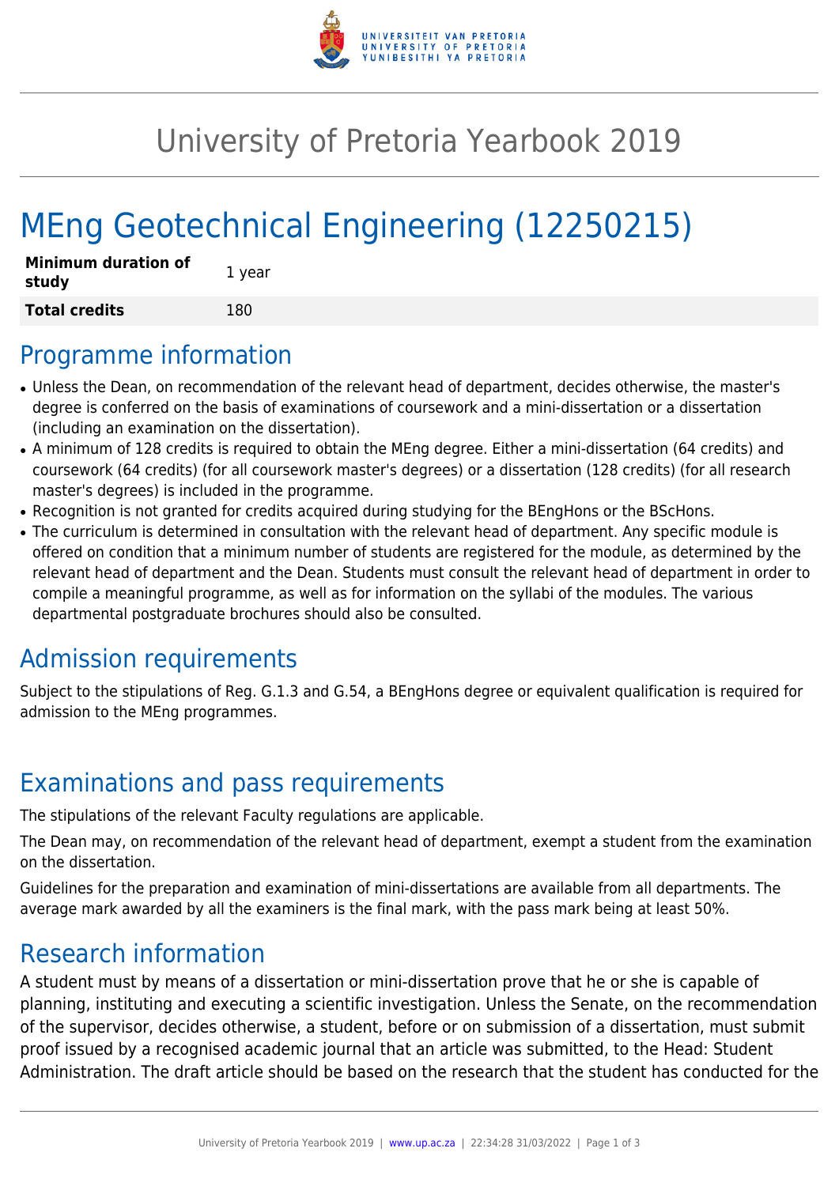# University of Pretoria Yearbook 2019

# MEng Geotechnical Engineering (12250215)

| **Minimum duration of study** | 1 year |
|---|---|
| **Total credits** | 180 |

## Programme information

- Unless the Dean, on recommendation of the relevant head of department, decides otherwise, the master's degree is conferred on the basis of examinations of coursework and a mini-dissertation or a dissertation (including an examination on the dissertation).
- A minimum of 128 credits is required to obtain the MEng degree. Either a mini-dissertation (64 credits) and coursework (64 credits) (for all coursework master's degrees) or a dissertation (128 credits) (for all research master's degrees) is included in the programme.
- Recognition is not granted for credits acquired during studying for the BEngHons or the BScHons.
- The curriculum is determined in consultation with the relevant head of department. Any specific module is offered on condition that a minimum number of students are registered for the module, as determined by the relevant head of department and the Dean. Students must consult the relevant head of department in order to compile a meaningful programme, as well as for information on the syllabi of the modules. The various departmental postgraduate brochures should also be consulted.

## Admission requirements

Subject to the stipulations of Reg. G.1.3 and G.54, a BEngHons degree or equivalent qualification is required for admission to the MEng programmes.

## Examinations and pass requirements

The stipulations of the relevant Faculty regulations are applicable.

The Dean may, on recommendation of the relevant head of department, exempt a student from the examination on the dissertation.

Guidelines for the preparation and examination of mini-dissertations are available from all departments. The average mark awarded by all the examiners is the final mark, with the pass mark being at least 50%.

## Research information

A student must by means of a dissertation or mini-dissertation prove that he or she is capable of planning, instituting and executing a scientific investigation. Unless the Senate, on the recommendation of the supervisor, decides otherwise, a student, before or on submission of a dissertation, must submit proof issued by a recognised academic journal that an article was submitted, to the Head: Student Administration. The draft article should be based on the research that the student has conducted for the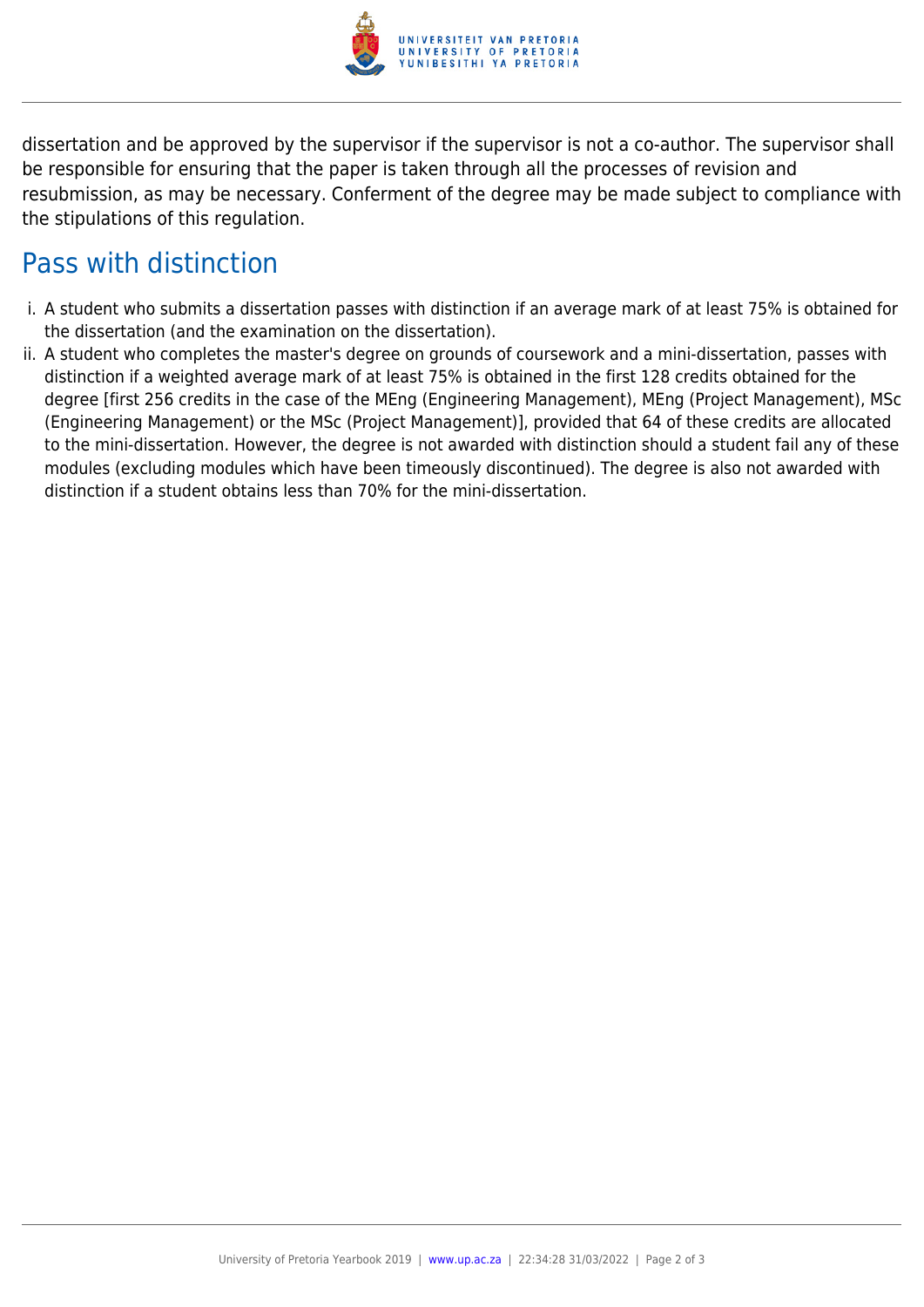dissertation and be approved by the supervisor if the supervisor is not a co-author. The supervisor shall be responsible for ensuring that the paper is taken through all the processes of revision and resubmission, as may be necessary. Conferment of the degree may be made subject to compliance with the stipulations of this regulation.

## Pass with distinction

i. A student who submits a dissertation passes with distinction if an average mark of at least 75% is obtained for the dissertation (and the examination on the dissertation).

ii. A student who completes the master's degree on grounds of coursework and a mini-dissertation, passes with distinction if a weighted average mark of at least 75% is obtained in the first 128 credits obtained for the degree [first 256 credits in the case of the MEng (Engineering Management), MEng (Project Management), MSc (Engineering Management) or the MSc (Project Management)], provided that 64 of these credits are allocated to the mini-dissertation. However, the degree is not awarded with distinction should a student fail any of these modules (excluding modules which have been timeously discontinued). The degree is also not awarded with distinction if a student obtains less than 70% for the mini-dissertation.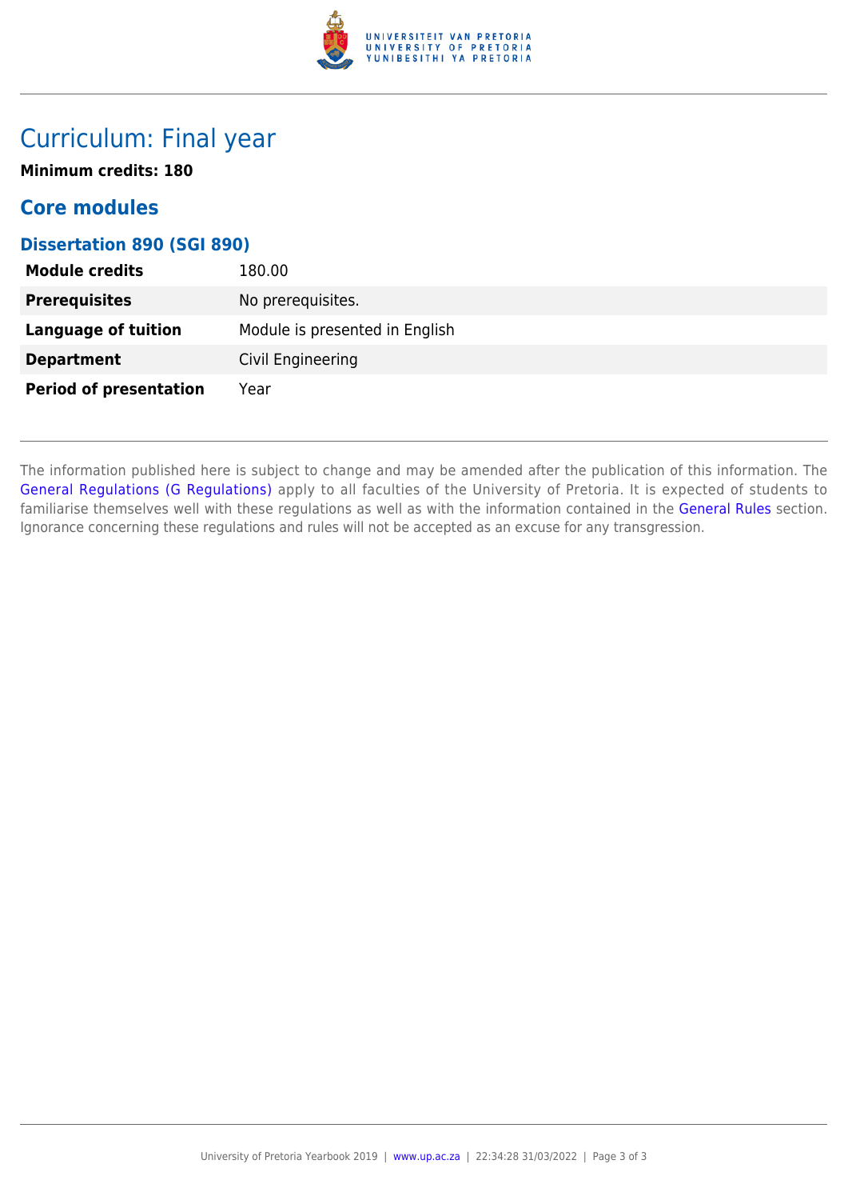# Curriculum: Final year

**Minimum credits: 180**

## Core modules

### Dissertation 890 (SGI 890)

| | |
|---|---|
| **Module credits** | 180.00 |
| **Prerequisites** | No prerequisites. |
| **Language of tuition** | Module is presented in English |
| **Department** | Civil Engineering |
| **Period of presentation** | Year |

The information published here is subject to change and may be amended after the publication of this information. The General Regulations (G Regulations) apply to all faculties of the University of Pretoria. It is expected of students to familiarise themselves well with these regulations as well as with the information contained in the General Rules section. Ignorance concerning these regulations and rules will not be accepted as an excuse for any transgression.